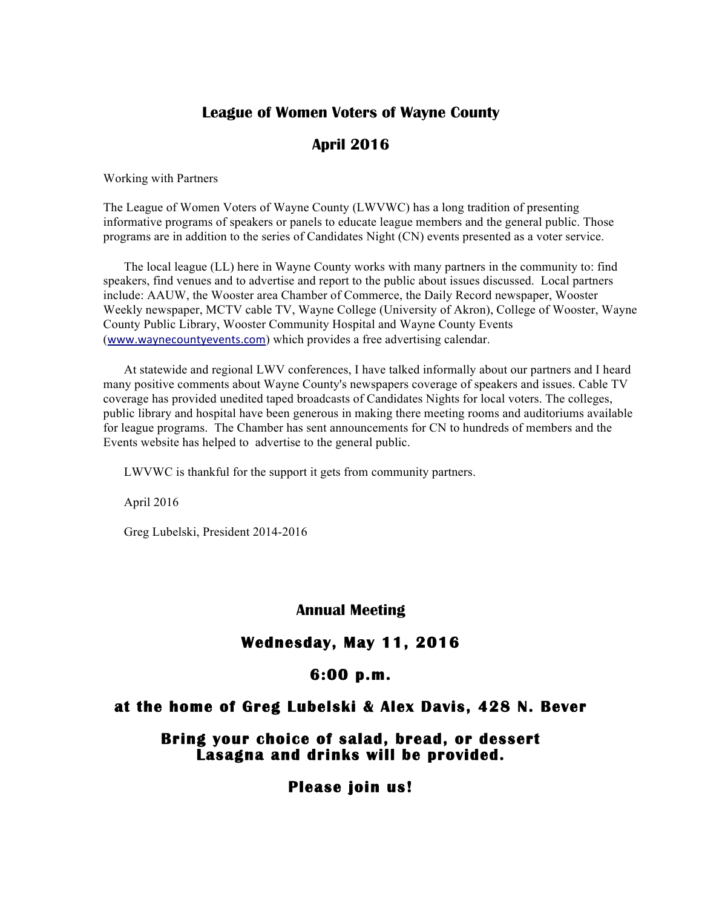# League of Women Voters of Wayne County

## April 2016

Working with Partners

The League of Women Voters of Wayne County (LWVWC) has a long tradition of presenting informative programs of speakers or panels to educate league members and the general public. Those programs are in addition to the series of Candidates Night (CN) events presented as a voter service.

The local league (LL) here in Wayne County works with many partners in the community to: find speakers, find venues and to advertise and report to the public about issues discussed. Local partners include: AAUW, the Wooster area Chamber of Commerce, the Daily Record newspaper, Wooster Weekly newspaper, MCTV cable TV, Wayne College (University of Akron), College of Wooster, Wayne County Public Library, Wooster Community Hospital and Wayne County Events (www.waynecountyevents.com) which provides a free advertising calendar.

At statewide and regional LWV conferences, I have talked informally about our partners and I heard many positive comments about Wayne County's newspapers coverage of speakers and issues. Cable TV coverage has provided unedited taped broadcasts of Candidates Nights for local voters. The colleges, public library and hospital have been generous in making there meeting rooms and auditoriums available for league programs. The Chamber has sent announcements for CN to hundreds of members and the Events website has helped to advertise to the general public.

LWVWC is thankful for the support it gets from community partners.

April 2016

Greg Lubelski, President 2014-2016

## Annual Meeting

## Wednesday, May 11, 2016

## 6:00 p.m.

## at the home of Greg Lubelski & Alex Davis, 428 N. Bever

**Bring your choice of salad, bread, or dessert**
**Lasagna and drinks will be provided.**

**Please join us!**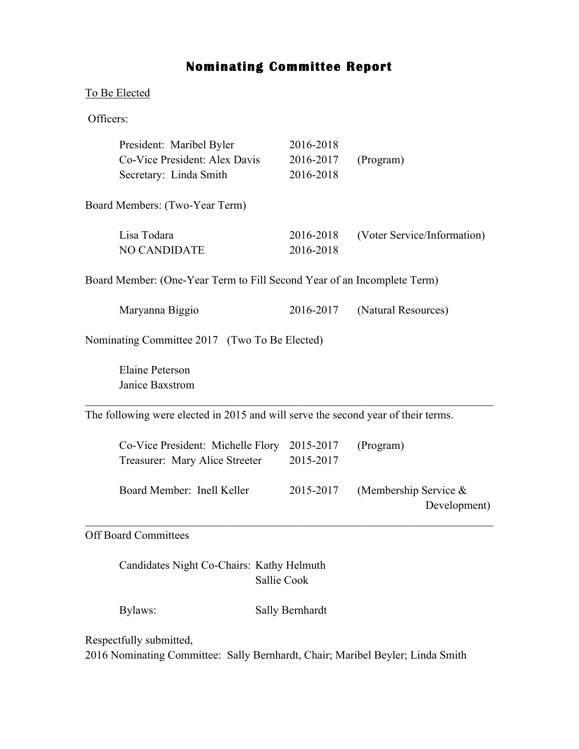# Nominating Committee Report

To Be Elected

Officers:

| | | |
|---|---|---|
| President: Maribel Byler | 2016-2018 | |
| Co-Vice President: Alex Davis | 2016-2017 | (Program) |
| Secretary: Linda Smith | 2016-2018 | |

Board Members: (Two-Year Term)

| | | |
|---|---|---|
| Lisa Todara | 2016-2018 | (Voter Service/Information) |
| NO CANDIDATE | 2016-2018 | |

Board Member: (One-Year Term to Fill Second Year of an Incomplete Term)

| | | |
|---|---|---|
| Maryanna Biggio | 2016-2017 | (Natural Resources) |

Nominating Committee 2017 (Two To Be Elected)

Elaine Peterson
Janice Baxstrom

---

The following were elected in 2015 and will serve the second year of their terms.

| | | |
|---|---|---|
| Co-Vice President: Michelle Flory | 2015-2017 | (Program) |
| Treasurer: Mary Alice Streeter | 2015-2017 | |
| Board Member: Inell Keller | 2015-2017 | (Membership Service & Development) |

---

Off Board Committees

Candidates Night Co-Chairs: Kathy Helmuth
Sallie Cook

Bylaws: Sally Bernhardt

Respectfully submitted,
2016 Nominating Committee: Sally Bernhardt, Chair; Maribel Beyler; Linda Smith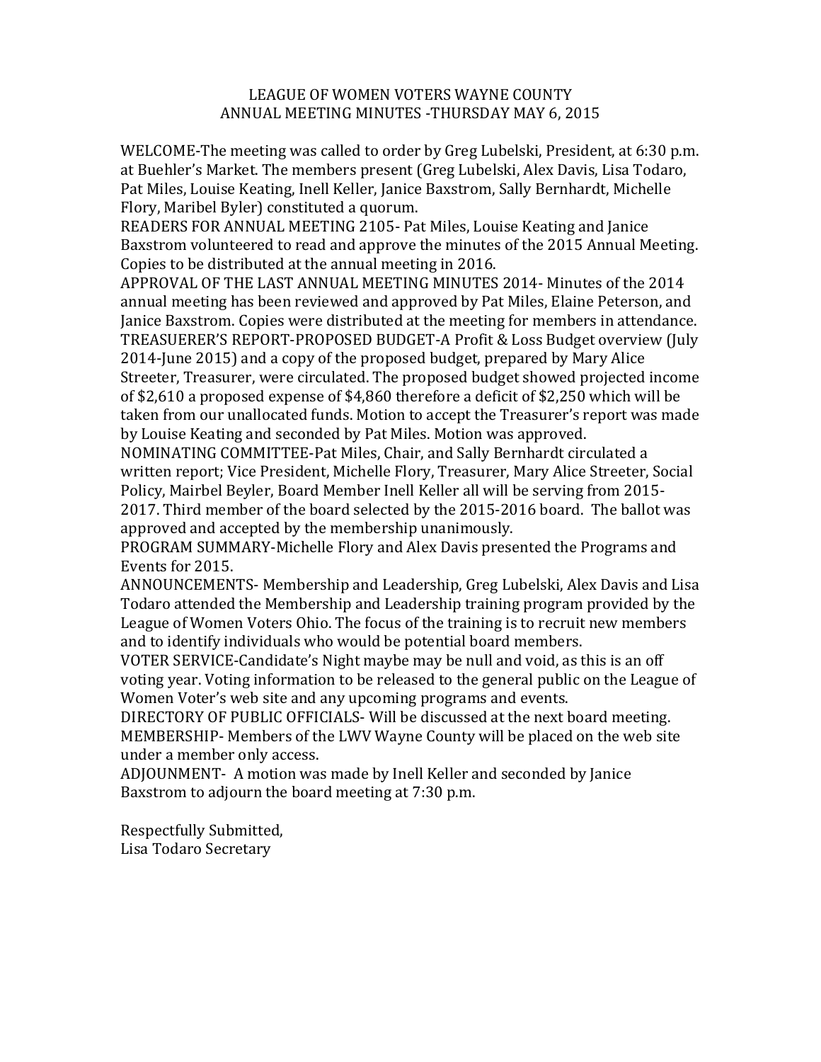LEAGUE OF WOMEN VOTERS WAYNE COUNTY
ANNUAL MEETING MINUTES -THURSDAY MAY 6, 2015

WELCOME-The meeting was called to order by Greg Lubelski, President, at 6:30 p.m. at Buehler's Market. The members present (Greg Lubelski, Alex Davis, Lisa Todaro, Pat Miles, Louise Keating, Inell Keller, Janice Baxstrom, Sally Bernhardt, Michelle Flory, Maribel Byler) constituted a quorum.

READERS FOR ANNUAL MEETING 2105- Pat Miles, Louise Keating and Janice Baxstrom volunteered to read and approve the minutes of the 2015 Annual Meeting. Copies to be distributed at the annual meeting in 2016.

APPROVAL OF THE LAST ANNUAL MEETING MINUTES 2014- Minutes of the 2014 annual meeting has been reviewed and approved by Pat Miles, Elaine Peterson, and Janice Baxstrom. Copies were distributed at the meeting for members in attendance.

TREASURER'S REPORT-PROPOSED BUDGET-A Profit & Loss Budget overview (July 2014-June 2015) and a copy of the proposed budget, prepared by Mary Alice Streeter, Treasurer, were circulated. The proposed budget showed projected income of $2,610 a proposed expense of $4,860 therefore a deficit of $2,250 which will be taken from our unallocated funds. Motion to accept the Treasurer's report was made by Louise Keating and seconded by Pat Miles. Motion was approved.

NOMINATING COMMITTEE-Pat Miles, Chair, and Sally Bernhardt circulated a written report; Vice President, Michelle Flory, Treasurer, Mary Alice Streeter, Social Policy, Mairbel Beyler, Board Member Inell Keller all will be serving from 2015-2017. Third member of the board selected by the 2015-2016 board. The ballot was approved and accepted by the membership unanimously.

PROGRAM SUMMARY-Michelle Flory and Alex Davis presented the Programs and Events for 2015.

ANNOUNCEMENTS- Membership and Leadership, Greg Lubelski, Alex Davis and Lisa Todaro attended the Membership and Leadership training program provided by the League of Women Voters Ohio. The focus of the training is to recruit new members and to identify individuals who would be potential board members.

VOTER SERVICE-Candidate's Night maybe may be null and void, as this is an off voting year. Voting information to be released to the general public on the League of Women Voter's web site and any upcoming programs and events.

DIRECTORY OF PUBLIC OFFICIALS- Will be discussed at the next board meeting.

MEMBERSHIP- Members of the LWV Wayne County will be placed on the web site under a member only access.

ADJOUNMENT- A motion was made by Inell Keller and seconded by Janice Baxstrom to adjourn the board meeting at 7:30 p.m.

Respectfully Submitted,
Lisa Todaro Secretary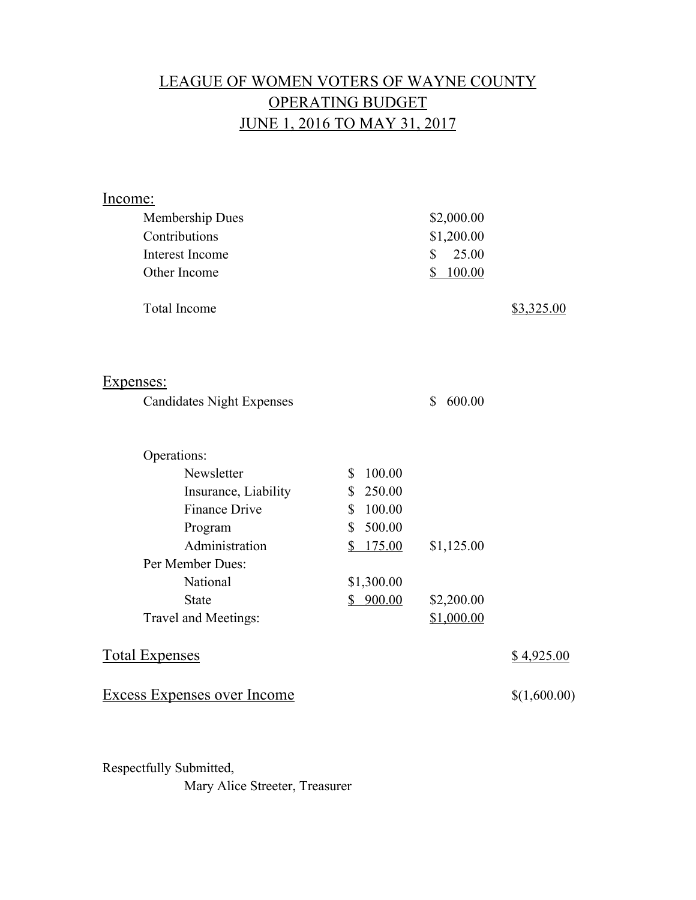# LEAGUE OF WOMEN VOTERS OF WAYNE COUNTY
## OPERATING BUDGET
## JUNE 1, 2016 TO MAY 31, 2017

| | | | |
|---|---|---|---|
| **Income:** | | | |
| Membership Dues | | $2,000.00 | |
| Contributions | | $1,200.00 | |
| Interest Income | | $ 25.00 | |
| Other Income | | $ 100.00 | |
| Total Income | | | $3,325.00 |
| | | | |
| **Expenses:** | | | |
| Candidates Night Expenses | | $ 600.00 | |
| Operations: | | | |
| Newsletter | $ 100.00 | | |
| Insurance, Liability | $ 250.00 | | |
| Finance Drive | $ 100.00 | | |
| Program | $ 500.00 | | |
| Administration | $ 175.00 | $1,125.00 | |
| Per Member Dues: | | | |
| National | $1,300.00 | | |
| State | $ 900.00 | $2,200.00 | |
| Travel and Meetings: | | $1,000.00 | |
| **Total Expenses** | | | $ 4,925.00 |
| **Excess Expenses over Income** | | | $(1,600.00) |

Respectfully Submitted,

Mary Alice Streeter, Treasurer